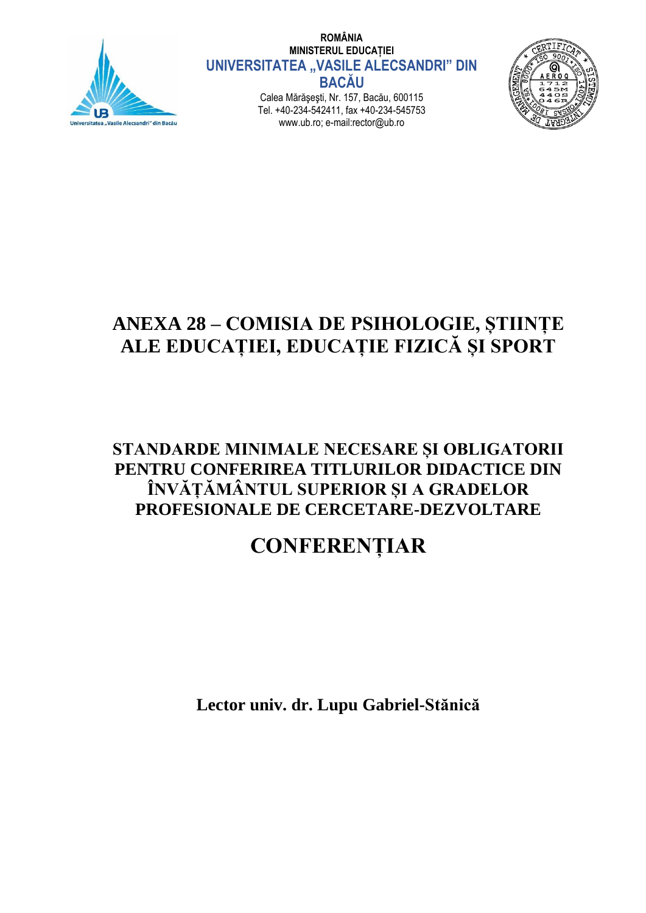ROMÂNIA
MINISTERUL EDUCAȚIEI
**UNIVERSITATEA „VASILE ALECSANDRI" DIN BACĂU**
Calea Mărăşeşti, Nr. 157, Bacău, 600115
Tel. +40-234-542411, fax +40-234-545753
www.ub.ro; e-mail:rector@ub.ro

# ANEXA 28 – COMISIA DE PSIHOLOGIE, ȘTIINȚE ALE EDUCAȚIEI, EDUCAȚIE FIZICĂ ȘI SPORT

## STANDARDE MINIMALE NECESARE ȘI OBLIGATORII PENTRU CONFERIREA TITLURILOR DIDACTICE DIN ÎNVĂȚĂMÂNTUL SUPERIOR ȘI A GRADELOR PROFESIONALE DE CERCETARE-DEZVOLTARE

# CONFERENȚIAR

**Lector univ. dr. Lupu Gabriel-Stănică**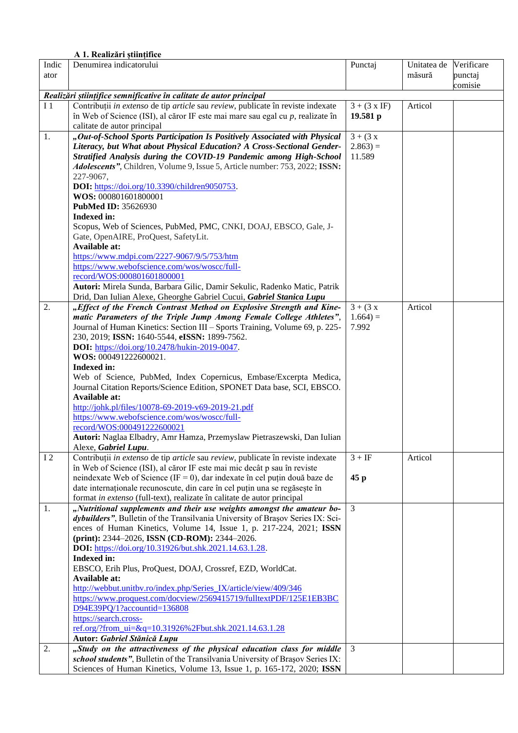**A 1. Realizări științifice**

| Indicator | Denumirea indicatorului | Punctaj | Unitatea de măsură | Verificare punctaj comisie |
|---|---|---|---|---|
| *Realizări științifice semnificative în calitate de autor principal* | | | | |
| I 1 | Contribuții *in extenso* de tip *article* sau *review*, publicate în reviste indexate în Web of Science (ISI), al căror IF este mai mare sau egal cu *p*, realizate în calitate de autor principal | 3 + (3 x IF) **19.581 p** | Articol | |
| 1. | ***„Out-of-School Sports Participation Is Positively Associated with Physical Literacy, but What about Physical Education? A Cross-Sectional Gender-Stratified Analysis during the COVID-19 Pandemic among High-School Adolescents”***, Children, Volume 9, Issue 5, Article number: 753, 2022; **ISSN:** 227-9067, **DOI:** https://doi.org/10.3390/children9050753. **WOS:** 000801601800001 **PubMed ID:** 35626930 **Indexed in:** Scopus, Web of Sciences, PubMed, PMC, CNKI, DOAJ, EBSCO, Gale, J-Gate, OpenAIRE, ProQuest, SafetyLit. **Available at:** https://www.mdpi.com/2227-9067/9/5/753/htm https://www.webofscience.com/wos/woscc/full-record/WOS:000801601800001 **Autori:** Mirela Sunda, Barbara Gilic, Damir Sekulic, Radenko Matic, Patrik Drid, Dan Iulian Alexe, Gheorghe Gabriel Cucui, ***Gabriel Stanica Lupu*** | 3 + (3 x 2.863) = 11.589 | | |
| 2. | ***„Effect of the French Contrast Method on Explosive Strength and Kinematic Parameters of the Triple Jump Among Female College Athletes”***, Journal of Human Kinetics: Section III – Sports Training, Volume 69, p. 225-230, 2019; **ISSN:** 1640-5544, **eISSN:** 1899-7562. **DOI:** https://doi.org/10.2478/hukin-2019-0047. **WOS:** 000491222600021. **Indexed in:** Web of Science, PubMed, Index Copernicus, Embase/Excerpta Medica, Journal Citation Reports/Science Edition, SPONET Data base, SCI, EBSCO. **Available at:** http://johk.pl/files/10078-69-2019-v69-2019-21.pdf https://www.webofscience.com/wos/woscc/full-record/WOS:000491222600021 **Autori:** Naglaa Elbadry, Amr Hamza, Przemyslaw Pietraszewski, Dan Iulian Alexe, ***Gabriel Lupu***. | 3 + (3 x 1.664) = 7.992 | Articol | |
| I 2 | Contribuții *in extenso* de tip *article* sau *review*, publicate în reviste indexate în Web of Science (ISI), al căror IF este mai mic decât p sau în reviste neindexate Web of Science (IF = 0), dar indexate în cel puțin două baze de date internaționale recunoscute, din care în cel puțin una se regăsește în format *in extenso* (full-text), realizate în calitate de autor principal | 3 + IF **45 p** | Articol | |
| 1. | ***„Nutritional supplements and their use weights amongst the amateur bodybuilders”***, Bulletin of the Transilvania University of Brașov Series IX: Sciences of Human Kinetics, Volume 14, Issue 1, p. 217-224, 2021; **ISSN (print):** 2344–2026, **ISSN (CD-ROM):** 2344–2026. **DOI:** https://doi.org/10.31926/but.shk.2021.14.63.1.28. **Indexed in:** EBSCO, Erih Plus, ProQuest, DOAJ, Crossref, EZD, WorldCat. **Available at:** http://webbut.unitbv.ro/index.php/Series_IX/article/view/409/346 https://www.proquest.com/docview/2569415719/fulltextPDF/125E1EB3BCD94E39PQ/1?accountid=136808 https://search.crossref.org/?from_ui=&q=10.31926%2Fbut.shk.2021.14.63.1.28 **Autor:** ***Gabriel Stănică Lupu*** | 3 | | |
| 2. | ***„Study on the attractiveness of the physical education class for middle school students”***, Bulletin of the Transilvania University of Brașov Series IX: Sciences of Human Kinetics, Volume 13, Issue 1, p. 165-172, 2020; **ISSN** | 3 | | |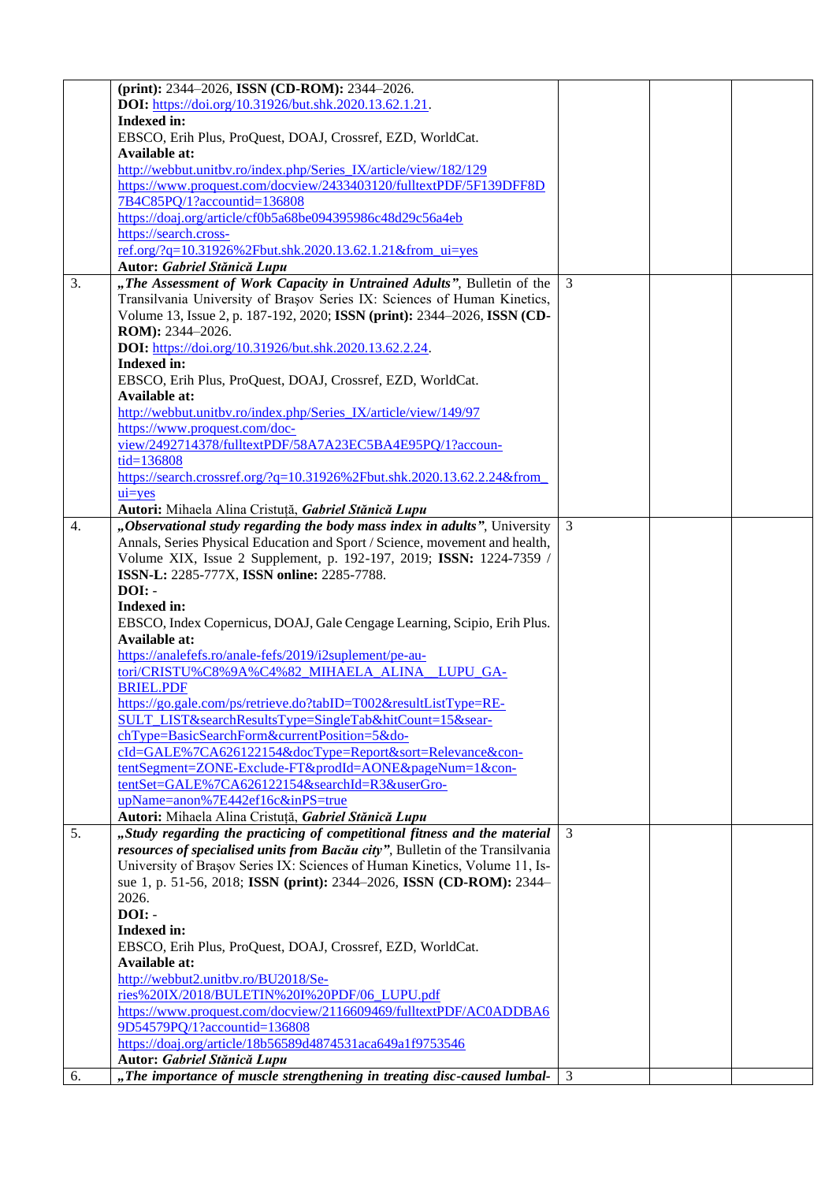| | | | | |
|---|---|---|---|---|
| | **(print):** 2344–2026, **ISSN (CD-ROM):** 2344–2026.<br>**DOI:** https://doi.org/10.31926/but.shk.2020.13.62.1.21.<br>**Indexed in:**<br>EBSCO, Erih Plus, ProQuest, DOAJ, Crossref, EZD, WorldCat.<br>**Available at:**<br>http://webbut.unitbv.ro/index.php/Series_IX/article/view/182/129<br>https://www.proquest.com/docview/2433403120/fulltextPDF/5F139DFF8D7B4C85PQ/1?accountid=136808<br>https://doaj.org/article/cf0b5a68be094395986c48d29c56a4eb<br>https://search.cross-ref.org/?q=10.31926%2Fbut.shk.2020.13.62.1.21&from_ui=yes<br>**Autor:** ***Gabriel Stănică Lupu*** | | | |
| 3. | ***„The Assessment of Work Capacity in Untrained Adults"***, Bulletin of the Transilvania University of Brașov Series IX: Sciences of Human Kinetics, Volume 13, Issue 2, p. 187-192, 2020; **ISSN (print):** 2344–2026, **ISSN (CD-ROM):** 2344–2026.<br>**DOI:** https://doi.org/10.31926/but.shk.2020.13.62.2.24.<br>**Indexed in:**<br>EBSCO, Erih Plus, ProQuest, DOAJ, Crossref, EZD, WorldCat.<br>**Available at:**<br>http://webbut.unitbv.ro/index.php/Series_IX/article/view/149/97<br>https://www.proquest.com/docview/2492714378/fulltextPDF/58A7A23EC5BA4E95PQ/1?accountid=136808<br>https://search.crossref.org/?q=10.31926%2Fbut.shk.2020.13.62.2.24&from_ui=yes<br>**Autori:** Mihaela Alina Cristuță, ***Gabriel Stănică Lupu*** | 3 | | |
| 4. | ***„Observational study regarding the body mass index in adults"***, University Annals, Series Physical Education and Sport / Science, movement and health, Volume XIX, Issue 2 Supplement, p. 192-197, 2019; **ISSN:** 1224-7359 / **ISSN-L:** 2285-777X, **ISSN online:** 2285-7788.<br>**DOI:** -<br>**Indexed in:**<br>EBSCO, Index Copernicus, DOAJ, Gale Cengage Learning, Scipio, Erih Plus.<br>**Available at:**<br>https://analefefs.ro/anale-fefs/2019/i2suplement/pe-autori/CRISTU%C8%9A%C4%82_MIHAELA_ALINA__LUPU_GABRIEL.PDF<br>https://go.gale.com/ps/retrieve.do?tabID=T002&resultListType=RESULT_LIST&searchResultsType=SingleTab&hitCount=15&searchType=BasicSearchForm&currentPosition=5&docId=GALE%7CA626122154&docType=Report&sort=Relevance&contentSegment=ZONE-Exclude-FT&prodId=AONE&pageNum=1&contentSet=GALE%7CA626122154&searchId=R3&userGroupName=anon%7E442ef16c&inPS=true<br>**Autori:** Mihaela Alina Cristuță, ***Gabriel Stănică Lupu*** | 3 | | |
| 5. | ***„Study regarding the practicing of competitional fitness and the material resources of specialised units from Bacău city"***, Bulletin of the Transilvania University of Brașov Series IX: Sciences of Human Kinetics, Volume 11, Issue 1, p. 51-56, 2018; **ISSN (print):** 2344–2026, **ISSN (CD-ROM):** 2344–2026.<br>**DOI:** -<br>**Indexed in:**<br>EBSCO, Erih Plus, ProQuest, DOAJ, Crossref, EZD, WorldCat.<br>**Available at:**<br>http://webbut2.unitbv.ro/BU2018/Series%20IX/2018/BULETIN%20I%20PDF/06_LUPU.pdf<br>https://www.proquest.com/docview/2116609469/fulltextPDF/AC0ADDBA69D54579PQ/1?accountid=136808<br>https://doaj.org/article/18b56589d4874531aca649a1f9753546<br>**Autor:** ***Gabriel Stănică Lupu*** | 3 | | |
| 6. | ***„The importance of muscle strengthening in treating disc-caused lumbal-*** | 3 | | |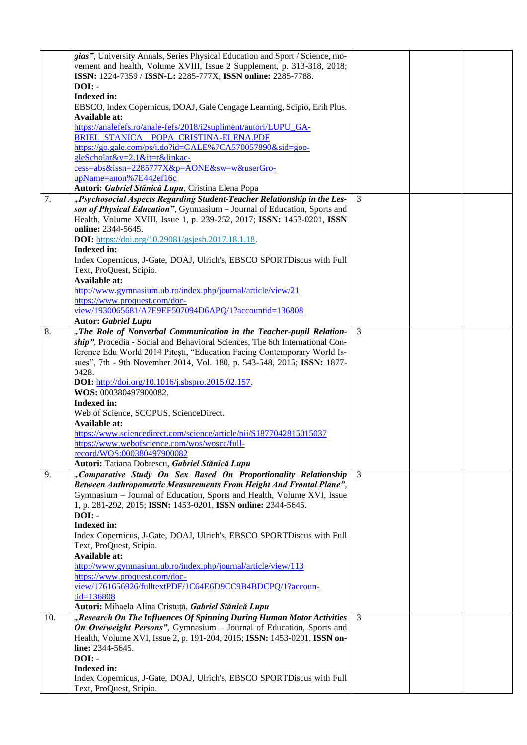| | | | | |
|---|---|---|---|---|
| | ***gias"***, University Annals, Series Physical Education and Sport / Science, movement and health, Volume XVIII, Issue 2 Supplement, p. 313-318, 2018; **ISSN:** 1224-7359 / **ISSN-L:** 2285-777X, **ISSN online:** 2285-7788.<br>**DOI:** -<br>**Indexed in:**<br>EBSCO, Index Copernicus, DOAJ, Gale Cengage Learning, Scipio, Erih Plus.<br>**Available at:**<br>https://analefefs.ro/anale-fefs/2018/i2supliment/autori/LUPU_GABRIEL_STANICA__POPA_CRISTINA-ELENA.PDF<br>https://go.gale.com/ps/i.do?id=GALE%7CA570057890&sid=googleScholar&v=2.1&it=r&linkaccess=abs&issn=2285777X&p=AONE&sw=w&userGroupName=anon%7E442ef16c<br>**Autori: *Gabriel Stănică Lupu***, Cristina Elena Popa | | | |
| 7. | ***„Psychosocial Aspects Regarding Student-Teacher Relationship in the Lesson of Physical Education"***, Gymnasium – Journal of Education, Sports and Health, Volume XVIII, Issue 1, p. 239-252, 2017; **ISSN:** 1453-0201, **ISSN online:** 2344-5645.<br>**DOI:** https://doi.org/10.29081/gsjesh.2017.18.1.18.<br>**Indexed in:**<br>Index Copernicus, J-Gate, DOAJ, Ulrich's, EBSCO SPORTDiscus with Full Text, ProQuest, Scipio.<br>**Available at:**<br>http://www.gymnasium.ub.ro/index.php/journal/article/view/21<br>https://www.proquest.com/docview/1930065681/A7E9EF507094D6APQ/1?accountid=136808<br>**Autor: *Gabriel Lupu*** | 3 | | |
| 8. | ***„The Role of Nonverbal Communication in the Teacher-pupil Relationship"***, Procedia - Social and Behavioral Sciences, The 6th International Conference Edu World 2014 Pitești, "Education Facing Contemporary World Issues", 7th - 9th November 2014, Vol. 180, p. 543-548, 2015; **ISSN:** 1877-0428.<br>**DOI:** http://doi.org/10.1016/j.sbspro.2015.02.157.<br>**WOS:** 000380497900082.<br>**Indexed in:**<br>Web of Science, SCOPUS, ScienceDirect.<br>**Available at:**<br>https://www.sciencedirect.com/science/article/pii/S1877042815015037<br>https://www.webofscience.com/wos/woscc/full-record/WOS:000380497900082<br>**Autori:** Tatiana Dobrescu, ***Gabriel Stănică Lupu*** | 3 | | |
| 9. | ***„Comparative Study On Sex Based On Proportionality Relationship Between Anthropometric Measurements From Height And Frontal Plane"***, Gymnasium – Journal of Education, Sports and Health, Volume XVI, Issue 1, p. 281-292, 2015; **ISSN:** 1453-0201, **ISSN online:** 2344-5645.<br>**DOI:** -<br>**Indexed in:**<br>Index Copernicus, J-Gate, DOAJ, Ulrich's, EBSCO SPORTDiscus with Full Text, ProQuest, Scipio.<br>**Available at:**<br>http://www.gymnasium.ub.ro/index.php/journal/article/view/113<br>https://www.proquest.com/docview/1761656926/fulltextPDF/1C64E6D9CC9B4BDCPQ/1?accountid=136808<br>**Autori:** Mihaela Alina Cristuță, ***Gabriel Stănică Lupu*** | 3 | | |
| 10. | ***„Research On The Influences Of Spinning During Human Motor Activities On Overweight Persons"***, Gymnasium – Journal of Education, Sports and Health, Volume XVI, Issue 2, p. 191-204, 2015; **ISSN:** 1453-0201, **ISSN online:** 2344-5645.<br>**DOI:** -<br>**Indexed in:**<br>Index Copernicus, J-Gate, DOAJ, Ulrich's, EBSCO SPORTDiscus with Full Text, ProQuest, Scipio. | 3 | | |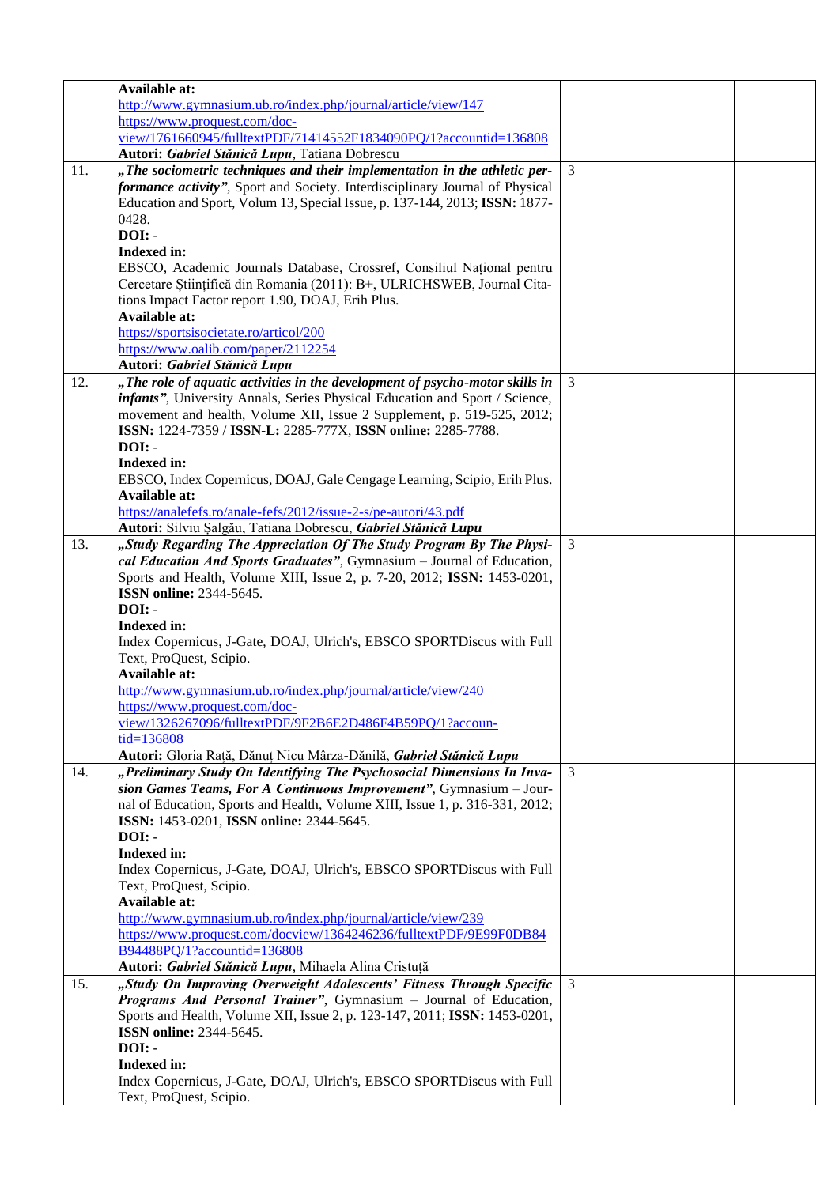| | | | | |
|---|---|---|---|---|
| | **Available at:**<br>http://www.gymnasium.ub.ro/index.php/journal/article/view/147<br>https://www.proquest.com/docview/1761660945/fulltextPDF/71414552F1834090PQ/1?accountid=136808<br>**Autori:** ***Gabriel Stănică Lupu***, Tatiana Dobrescu | | | |
| 11. | ***„The sociometric techniques and their implementation in the athletic performance activity"***, Sport and Society. Interdisciplinary Journal of Physical Education and Sport, Volum 13, Special Issue, p. 137-144, 2013; **ISSN:** 1877-0428.<br>**DOI:** -<br>**Indexed in:**<br>EBSCO, Academic Journals Database, Crossref, Consiliul Național pentru Cercetare Științifică din Romania (2011): B+, ULRICHSWEB, Journal Citations Impact Factor report 1.90, DOAJ, Erih Plus.<br>**Available at:**<br>https://sportsisocietate.ro/articol/200<br>https://www.oalib.com/paper/2112254<br>**Autori:** ***Gabriel Stănică Lupu*** | 3 | | |
| 12. | ***„The role of aquatic activities in the development of psycho-motor skills in infants"***, University Annals, Series Physical Education and Sport / Science, movement and health, Volume XII, Issue 2 Supplement, p. 519-525, 2012; **ISSN:** 1224-7359 / **ISSN-L:** 2285-777X, **ISSN online:** 2285-7788.<br>**DOI:** -<br>**Indexed in:**<br>EBSCO, Index Copernicus, DOAJ, Gale Cengage Learning, Scipio, Erih Plus.<br>**Available at:**<br>https://analefefs.ro/anale-fefs/2012/issue-2-s/pe-autori/43.pdf<br>**Autori:** Silviu Șalgău, Tatiana Dobrescu, ***Gabriel Stănică Lupu*** | 3 | | |
| 13. | ***„Study Regarding The Appreciation Of The Study Program By The Physical Education And Sports Graduates"***, Gymnasium – Journal of Education, Sports and Health, Volume XIII, Issue 2, p. 7-20, 2012; **ISSN:** 1453-0201, **ISSN online:** 2344-5645.<br>**DOI:** -<br>**Indexed in:**<br>Index Copernicus, J-Gate, DOAJ, Ulrich's, EBSCO SPORTDiscus with Full Text, ProQuest, Scipio.<br>**Available at:**<br>http://www.gymnasium.ub.ro/index.php/journal/article/view/240<br>https://www.proquest.com/docview/1326267096/fulltextPDF/9F2B6E2D486F4B59PQ/1?accountid=136808<br>**Autori:** Gloria Rață, Dănuț Nicu Mârza-Dănilă, ***Gabriel Stănică Lupu*** | 3 | | |
| 14. | ***„Preliminary Study On Identifying The Psychosocial Dimensions In Invasion Games Teams, For A Continuous Improvement"***, Gymnasium – Journal of Education, Sports and Health, Volume XIII, Issue 1, p. 316-331, 2012; **ISSN:** 1453-0201, **ISSN online:** 2344-5645.<br>**DOI:** -<br>**Indexed in:**<br>Index Copernicus, J-Gate, DOAJ, Ulrich's, EBSCO SPORTDiscus with Full Text, ProQuest, Scipio.<br>**Available at:**<br>http://www.gymnasium.ub.ro/index.php/journal/article/view/239<br>https://www.proquest.com/docview/1364246236/fulltextPDF/9E99F0DB84B94488PQ/1?accountid=136808<br>**Autori:** ***Gabriel Stănică Lupu***, Mihaela Alina Cristuță | 3 | | |
| 15. | ***„Study On Improving Overweight Adolescents' Fitness Through Specific Programs And Personal Trainer"***, Gymnasium – Journal of Education, Sports and Health, Volume XII, Issue 2, p. 123-147, 2011; **ISSN:** 1453-0201, **ISSN online:** 2344-5645.<br>**DOI:** -<br>**Indexed in:**<br>Index Copernicus, J-Gate, DOAJ, Ulrich's, EBSCO SPORTDiscus with Full Text, ProQuest, Scipio. | 3 | | |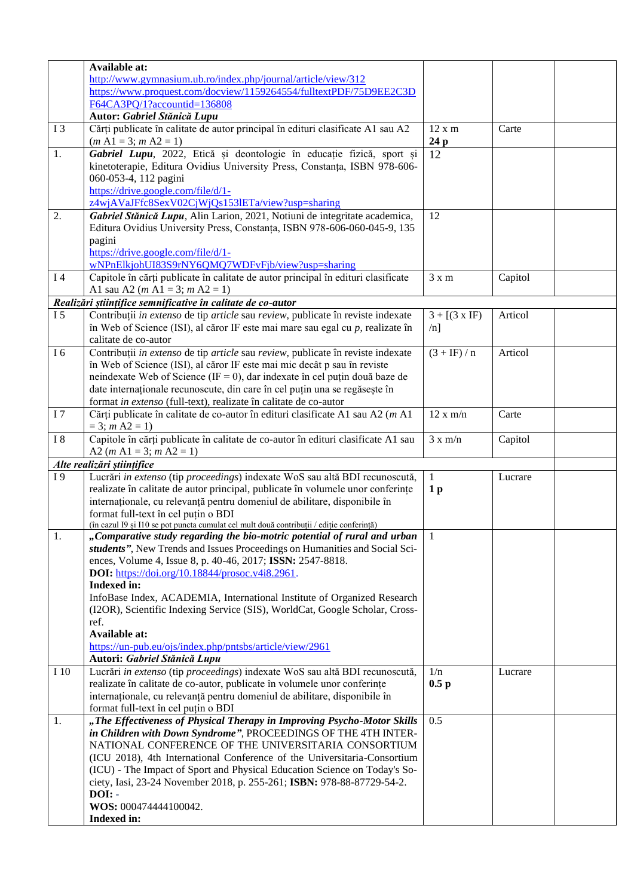| | | | | |
|---|---|---|---|---|
| | **Available at:**<br>http://www.gymnasium.ub.ro/index.php/journal/article/view/312<br>https://www.proquest.com/docview/1159264554/fulltextPDF/75D9EE2C3DF64CA3PQ/1?accountid=136808<br>**Autor: *Gabriel Stănică Lupu*** | | | |
| I 3 | Cărți publicate în calitate de autor principal în edituri clasificate A1 sau A2 (*m* A1 = 3; *m* A2 = 1) | 12 x m<br>**24 p** | Carte | |
| 1. | ***Gabriel Lupu***, 2022, Etică și deontologie în educație fizică, sport și kinetoterapie, Editura Ovidius University Press, Constanța, ISBN 978-606-060-053-4, 112 pagini<br>https://drive.google.com/file/d/1-z4wjAVaJFfc8SexV02CjWjQs153lETa/view?usp=sharing | 12 | | |
| 2. | ***Gabriel Stănică Lupu***, Alin Larion, 2021, Notiuni de integritate academica, Editura Ovidius University Press, Constanța, ISBN 978-606-060-045-9, 135 pagini<br>https://drive.google.com/file/d/1-wNPnElkjohUI83S9rNY6QMQ7WDFvFjb/view?usp=sharing | 12 | | |
| I 4 | Capitole în cărți publicate în calitate de autor principal în edituri clasificate A1 sau A2 (*m* A1 = 3; *m* A2 = 1) | 3 x m | Capitol | |
| ***Realizări științifice semnificative în calitate de co-autor*** | | | | |
| I 5 | Contribuții *in extenso* de tip *article* sau *review*, publicate în reviste indexate în Web of Science (ISI), al căror IF este mai mare sau egal cu *p*, realizate în calitate de co-autor | 3 + [(3 x IF) /n] | Articol | |
| I 6 | Contribuții *in extenso* de tip *article* sau *review*, publicate în reviste indexate în Web of Science (ISI), al căror IF este mai mic decât p sau în reviste neindexate Web of Science (IF = 0), dar indexate în cel puțin două baze de date internaționale recunoscute, din care în cel puțin una se regăsește în format *in extenso* (full-text), realizate în calitate de co-autor | (3 + IF) / n | Articol | |
| I 7 | Cărți publicate în calitate de co-autor în edituri clasificate A1 sau A2 (*m* A1 = 3; *m* A2 = 1) | 12 x m/n | Carte | |
| I 8 | Capitole în cărți publicate în calitate de co-autor în edituri clasificate A1 sau A2 (*m* A1 = 3; *m* A2 = 1) | 3 x m/n | Capitol | |
| ***Alte realizări științifice*** | | | | |
| I 9 | Lucrări *in extenso* (tip *proceedings*) indexate WoS sau altă BDI recunoscută, realizate în calitate de autor principal, publicate în volumele unor conferințe internaționale, cu relevanță pentru domeniul de abilitare, disponibile în format full-text în cel puțin o BDI<br>(în cazul I9 și I10 se pot puncta cumulat cel mult două contribuții / ediție conferință) | 1<br>**1 p** | Lucrare | |
| 1. | ***„Comparative study regarding the bio-motric potential of rural and urban students"***, New Trends and Issues Proceedings on Humanities and Social Sciences, Volume 4, Issue 8, p. 40-46, 2017; **ISSN:** 2547-8818.<br>**DOI:** https://doi.org/10.18844/prosoc.v4i8.2961.<br>**Indexed in:**<br>InfoBase Index, ACADEMIA, International Institute of Organized Research (I2OR), Scientific Indexing Service (SIS), WorldCat, Google Scholar, Cross-ref.<br>**Available at:**<br>https://un-pub.eu/ojs/index.php/pntsbs/article/view/2961<br>**Autori: *Gabriel Stănică Lupu*** | 1 | | |
| I 10 | Lucrări *in extenso* (tip *proceedings*) indexate WoS sau altă BDI recunoscută, realizate în calitate de co-autor, publicate în volumele unor conferințe internaționale, cu relevanță pentru domeniul de abilitare, disponibile în format full-text în cel puțin o BDI | 1/n<br>**0.5 p** | Lucrare | |
| 1. | ***„The Effectiveness of Physical Therapy in Improving Psycho-Motor Skills in Children with Down Syndrome"***, PROCEEDINGS OF THE 4TH INTERNATIONAL CONFERENCE OF THE UNIVERSITARIA CONSORTIUM (ICU 2018), 4th International Conference of the Universitaria-Consortium (ICU) - The Impact of Sport and Physical Education Science on Today's Society, Iasi, 23-24 November 2018, p. 255-261; **ISBN:** 978-88-87729-54-2.<br>**DOI:** -<br>**WOS:** 000474444100042.<br>**Indexed in:** | 0.5 | | |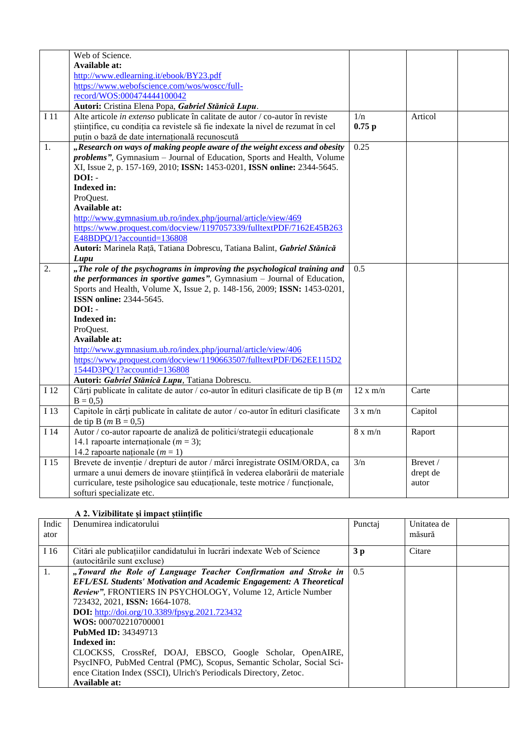|  |  |  |  |  |
|---|---|---|---|---|
|  | Web of Science.<br>**Available at:**<br>http://www.edlearning.it/ebook/BY23.pdf<br>https://www.webofscience.com/wos/woscc/full-record/WOS:000474444100042<br>**Autori:** Cristina Elena Popa, ***Gabriel Stănică Lupu***. |  |  |  |
| I 11 | Alte articole *in extenso* publicate în calitate de autor / co-autor în reviste științifice, cu condiția ca revistele să fie indexate la nivel de rezumat în cel puțin o bază de date internațională recunoscută | 1/n<br>**0.75 p** | Articol |  |
| 1. | ***„Research on ways of making people aware of the weight excess and obesity problems"***, Gymnasium – Journal of Education, Sports and Health, Volume XI, Issue 2, p. 157-169, 2010; **ISSN:** 1453-0201, **ISSN online:** 2344-5645.<br>**DOI:** -<br>**Indexed in:**<br>ProQuest.<br>**Available at:**<br>http://www.gymnasium.ub.ro/index.php/journal/article/view/469<br>https://www.proquest.com/docview/1197057339/fulltextPDF/7162E45B263E48BDPQ/1?accountid=136808<br>**Autori:** Marinela Rață, Tatiana Dobrescu, Tatiana Balint, ***Gabriel Stănică Lupu*** | 0.25 |  |  |
| 2. | ***„The role of the psychograms in improving the psychological training and the performances in sportive games"***, Gymnasium – Journal of Education, Sports and Health, Volume X, Issue 2, p. 148-156, 2009; **ISSN:** 1453-0201, **ISSN online:** 2344-5645.<br>**DOI:** -<br>**Indexed in:**<br>ProQuest.<br>**Available at:**<br>http://www.gymnasium.ub.ro/index.php/journal/article/view/406<br>https://www.proquest.com/docview/1190663507/fulltextPDF/D62EE115D21544D3PQ/1?accountid=136808<br>**Autori:** ***Gabriel Stănică Lupu***, Tatiana Dobrescu. | 0.5 |  |  |
| I 12 | Cărți publicate în calitate de autor / co-autor în edituri clasificate de tip B (*m* B = 0,5) | 12 x m/n | Carte |  |
| I 13 | Capitole în cărți publicate în calitate de autor / co-autor în edituri clasificate de tip B (*m* B = 0,5) | 3 x m/n | Capitol |  |
| I 14 | Autor / co-autor rapoarte de analiză de politici/strategii educaționale<br>14.1 rapoarte internaționale (*m* = 3);<br>14.2 rapoarte naționale (*m* = 1) | 8 x m/n | Raport |  |
| I 15 | Brevete de invenție / drepturi de autor / mărci înregistrate OSIM/ORDA, ca urmare a unui demers de inovare științifică în vederea elaborării de materiale curriculare, teste psihologice sau educaționale, teste motrice / funcționale, softuri specializate etc. | 3/n | Brevet / drept de autor |  |

**A 2. Vizibilitate și impact științific**

| Indicator | Denumirea indicatorului | Punctaj | Unitatea de măsură |  |
|---|---|---|---|---|
| I 16 | Citări ale publicațiilor candidatului în lucrări indexate Web of Science (autocitările sunt excluse) | **3 p** | Citare |  |
| 1. | ***„Toward the Role of Language Teacher Confirmation and Stroke in EFL/ESL Students' Motivation and Academic Engagement: A Theoretical Review"***, FRONTIERS IN PSYCHOLOGY, Volume 12, Article Number 723432, 2021, **ISSN:** 1664-1078.<br>**DOI:** http://doi.org/10.3389/fpsyg.2021.723432<br>**WOS:** 000702210700001<br>**PubMed ID:** 34349713<br>**Indexed in:**<br>CLOCKSS, CrossRef, DOAJ, EBSCO, Google Scholar, OpenAIRE, PsycINFO, PubMed Central (PMC), Scopus, Semantic Scholar, Social Science Citation Index (SSCI), Ulrich's Periodicals Directory, Zetoc.<br>**Available at:** | 0.5 |  |  |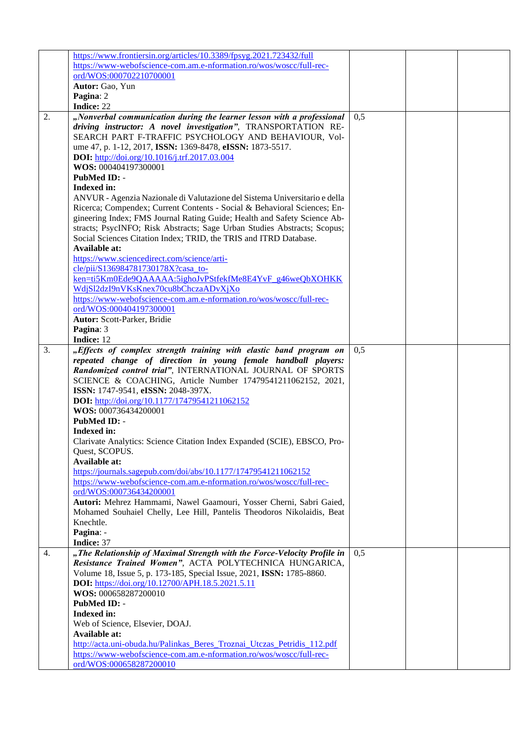| | | | | |
|---|---|---|---|---|
| | https://www.frontiersin.org/articles/10.3389/fpsyg.2021.723432/full<br>https://www-webofscience-com.am.e-nformation.ro/wos/woscc/full-record/WOS:000702210700001<br>**Autor:** Gao, Yun<br>**Pagina**: 2<br>**Indice:** 22 | | | |
| 2. | ***„Nonverbal communication during the learner lesson with a professional driving instructor: A novel investigation"***, TRANSPORTATION RESEARCH PART F-TRAFFIC PSYCHOLOGY AND BEHAVIOUR, Volume 47, p. 1-12, 2017, **ISSN:** 1369-8478, **eISSN:** 1873-5517.<br>**DOI:** http://doi.org/10.1016/j.trf.2017.03.004<br>**WOS:** 000404197300001<br>**PubMed ID:** -<br>**Indexed in:**<br>ANVUR - Agenzia Nazionale di Valutazione del Sistema Universitario e della Ricerca; Compendex; Current Contents - Social & Behavioral Sciences; Engineering Index; FMS Journal Rating Guide; Health and Safety Science Abstracts; PsycINFO; Risk Abstracts; Sage Urban Studies Abstracts; Scopus; Social Sciences Citation Index; TRID, the TRIS and ITRD Database.<br>**Available at:**<br>https://www.sciencedirect.com/science/article/pii/S136984781730178X?casa_token=ti5Km0Ede9QAAAAA:5ighoJvPStfekfMe8E4YvF_g46weQbXOHKKWdjSl2dzI9nVKsKnex70cu8bChczaADvXjXo<br>https://www-webofscience-com.am.e-nformation.ro/wos/woscc/full-record/WOS:000404197300001<br>**Autor:** Scott-Parker, Bridie<br>**Pagina**: 3<br>**Indice:** 12 | 0,5 | | |
| 3. | ***„Effects of complex strength training with elastic band program on repeated change of direction in young female handball players: Randomized control trial"***, INTERNATIONAL JOURNAL OF SPORTS SCIENCE & COACHING, Article Number 17479541211062152, 2021, **ISSN:** 1747-9541, **eISSN:** 2048-397X.<br>**DOI:** http://doi.org/10.1177/17479541211062152<br>**WOS:** 000736434200001<br>**PubMed ID:** -<br>**Indexed in:**<br>Clarivate Analytics: Science Citation Index Expanded (SCIE), EBSCO, ProQuest, SCOPUS.<br>**Available at:**<br>https://journals.sagepub.com/doi/abs/10.1177/17479541211062152<br>https://www-webofscience-com.am.e-nformation.ro/wos/woscc/full-record/WOS:000736434200001<br>**Autori:** Mehrez Hammami, Nawel Gaamouri, Yosser Cherni, Sabri Gaied, Mohamed Souhaiel Chelly, Lee Hill, Pantelis Theodoros Nikolaidis, Beat Knechtle.<br>**Pagina**: -<br>**Indice:** 37 | 0,5 | | |
| 4. | ***„The Relationship of Maximal Strength with the Force-Velocity Profile in Resistance Trained Women"***, ACTA POLYTECHNICA HUNGARICA, Volume 18, Issue 5, p. 173-185, Special Issue, 2021, **ISSN:** 1785-8860.<br>**DOI:** https://doi.org/10.12700/APH.18.5.2021.5.11<br>**WOS:** 000658287200010<br>**PubMed ID:** -<br>**Indexed in:**<br>Web of Science, Elsevier, DOAJ.<br>**Available at:**<br>http://acta.uni-obuda.hu/Palinkas_Beres_Troznai_Utczas_Petridis_112.pdf<br>https://www-webofscience-com.am.e-nformation.ro/wos/woscc/full-record/WOS:000658287200010 | 0,5 | | |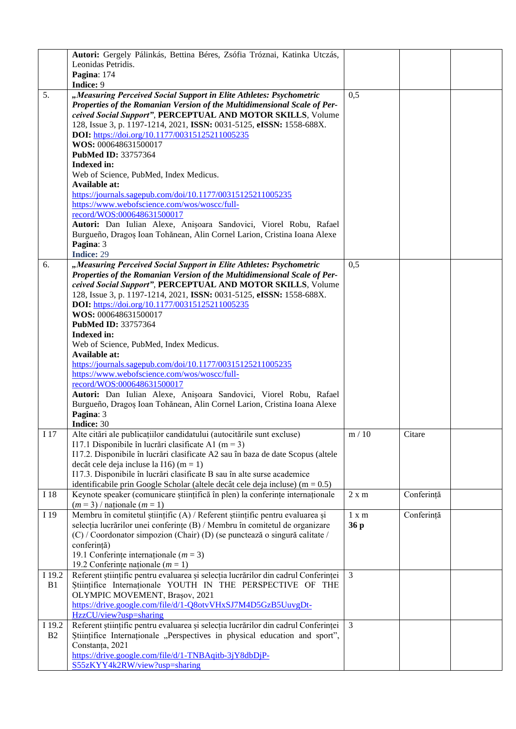|  |  |  |  |  |
|---|---|---|---|---|
|  | **Autori:** Gergely Pálinkás, Bettina Béres, Zsófia Tróznai, Katinka Utczás, Leonidas Petridis.<br>**Pagina**: 174<br>**Indice:** 9 |  |  |  |
| 5. | ***„Measuring Perceived Social Support in Elite Athletes: Psychometric Properties of the Romanian Version of the Multidimensional Scale of Perceived Social Support”*, PERCEPTUAL AND MOTOR SKILLS**, Volume 128, Issue 3, p. 1197-1214, 2021, **ISSN:** 0031-5125, **eISSN:** 1558-688X.<br>**DOI:** https://doi.org/10.1177/00315125211005235<br>**WOS:** 000648631500017<br>**PubMed ID:** 33757364<br>**Indexed in:**<br>Web of Science, PubMed, Index Medicus.<br>**Available at:**<br>https://journals.sagepub.com/doi/10.1177/00315125211005235<br>https://www.webofscience.com/wos/woscc/full-record/WOS:000648631500017<br>**Autori:** Dan Iulian Alexe, Anișoara Sandovici, Viorel Robu, Rafael Burgueño, Dragoș Ioan Tohănean, Alin Cornel Larion, Cristina Ioana Alexe<br>**Pagina**: 3<br>**Indice:** 29 | 0,5 |  |  |
| 6. | ***„Measuring Perceived Social Support in Elite Athletes: Psychometric Properties of the Romanian Version of the Multidimensional Scale of Perceived Social Support”*, PERCEPTUAL AND MOTOR SKILLS**, Volume 128, Issue 3, p. 1197-1214, 2021, **ISSN:** 0031-5125, **eISSN:** 1558-688X.<br>**DOI:** https://doi.org/10.1177/00315125211005235<br>**WOS:** 000648631500017<br>**PubMed ID:** 33757364<br>**Indexed in:**<br>Web of Science, PubMed, Index Medicus.<br>**Available at:**<br>https://journals.sagepub.com/doi/10.1177/00315125211005235<br>https://www.webofscience.com/wos/woscc/full-record/WOS:000648631500017<br>**Autori:** Dan Iulian Alexe, Anișoara Sandovici, Viorel Robu, Rafael Burgueño, Dragoș Ioan Tohănean, Alin Cornel Larion, Cristina Ioana Alexe<br>**Pagina**: 3<br>**Indice:** 30 | 0,5 |  |  |
| I 17 | Alte citări ale publicațiilor candidatului (autocitările sunt excluse)<br>I17.1 Disponibile în lucrări clasificate A1 (m = 3)<br>I17.2. Disponibile în lucrări clasificate A2 sau în baza de date Scopus (altele decât cele deja incluse la I16) (m = 1)<br>I17.3. Disponibile în lucrări clasificate B sau în alte surse academice identificabile prin Google Scholar (altele decât cele deja incluse) (m = 0.5) | m / 10 | Citare |  |
| I 18 | Keynote speaker (comunicare științifică în plen) la conferințe internaționale (*m* = 3) / naționale (*m* = 1) | 2 x m | Conferință |  |
| I 19 | Membru în comitetul științific (A) / Referent științific pentru evaluarea și selecția lucrărilor unei conferințe (B) / Membru în comitetul de organizare (C) / Coordonator simpozion (Chair) (D) (se punctează o singură calitate / conferință)<br>19.1 Conferințe internaționale (*m* = 3)<br>19.2 Conferințe naționale (*m* = 1) | 1 x m<br>**36 p** | Conferință |  |
| I 19.2 B1 | Referent științific pentru evaluarea și selecția lucrărilor din cadrul Conferinței Științifice Internaționale YOUTH IN THE PERSPECTIVE OF THE OLYMPIC MOVEMENT, Brașov, 2021<br>https://drive.google.com/file/d/1-Q8otvVHxSJ7M4D5GzB5UuvgDt-HzzCU/view?usp=sharing | 3 |  |  |
| I 19.2 B2 | Referent științific pentru evaluarea și selecția lucrărilor din cadrul Conferinței Științifice Internaționale „Perspectives in physical education and sport”, Constanța, 2021<br>https://drive.google.com/file/d/1-TNBAqitb-3jY8dbDjP-S55zKYY4k2RW/view?usp=sharing | 3 |  |  |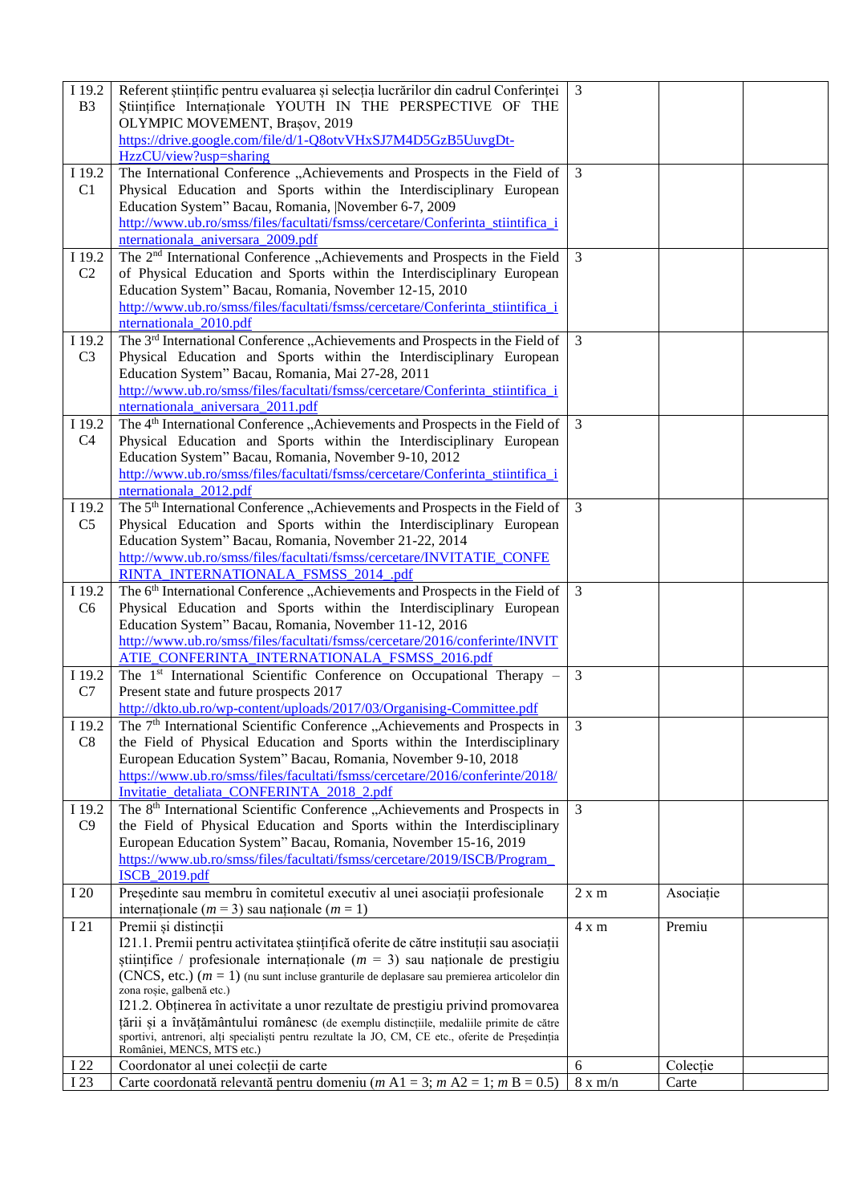| | | | | |
|---|---|---|---|---|
| I 19.2 B3 | Referent științific pentru evaluarea și selecția lucrărilor din cadrul Conferinței Științifice Internaționale YOUTH IN THE PERSPECTIVE OF THE OLYMPIC MOVEMENT, Brașov, 2019 https://drive.google.com/file/d/1-Q8otvVHxSJ7M4D5GzB5UuvgDt-HzzCU/view?usp=sharing | 3 | | |
| I 19.2 C1 | The International Conference „Achievements and Prospects in the Field of Physical Education and Sports within the Interdisciplinary European Education System" Bacau, Romania, \|November 6-7, 2009 http://www.ub.ro/smss/files/facultati/fsmss/cercetare/Conferinta_stiintifica_internationala_aniversara_2009.pdf | 3 | | |
| I 19.2 C2 | The 2nd International Conference „Achievements and Prospects in the Field of Physical Education and Sports within the Interdisciplinary European Education System" Bacau, Romania, November 12-15, 2010 http://www.ub.ro/smss/files/facultati/fsmss/cercetare/Conferinta_stiintifica_internationala_2010.pdf | 3 | | |
| I 19.2 C3 | The 3rd International Conference „Achievements and Prospects in the Field of Physical Education and Sports within the Interdisciplinary European Education System" Bacau, Romania, Mai 27-28, 2011 http://www.ub.ro/smss/files/facultati/fsmss/cercetare/Conferinta_stiintifica_internationala_aniversara_2011.pdf | 3 | | |
| I 19.2 C4 | The 4th International Conference „Achievements and Prospects in the Field of Physical Education and Sports within the Interdisciplinary European Education System" Bacau, Romania, November 9-10, 2012 http://www.ub.ro/smss/files/facultati/fsmss/cercetare/Conferinta_stiintifica_internationala_2012.pdf | 3 | | |
| I 19.2 C5 | The 5th International Conference „Achievements and Prospects in the Field of Physical Education and Sports within the Interdisciplinary European Education System" Bacau, Romania, November 21-22, 2014 http://www.ub.ro/smss/files/facultati/fsmss/cercetare/INVITATIE_CONFERINTA_INTERNATIONALA_FSMSS_2014_.pdf | 3 | | |
| I 19.2 C6 | The 6th International Conference „Achievements and Prospects in the Field of Physical Education and Sports within the Interdisciplinary European Education System" Bacau, Romania, November 11-12, 2016 http://www.ub.ro/smss/files/facultati/fsmss/cercetare/2016/conferinte/INVITATIE_CONFERINTA_INTERNATIONALA_FSMSS_2016.pdf | 3 | | |
| I 19.2 C7 | The 1st International Scientific Conference on Occupational Therapy – Present state and future prospects 2017 http://dkto.ub.ro/wp-content/uploads/2017/03/Organising-Committee.pdf | 3 | | |
| I 19.2 C8 | The 7th International Scientific Conference „Achievements and Prospects in the Field of Physical Education and Sports within the Interdisciplinary European Education System" Bacau, Romania, November 9-10, 2018 https://www.ub.ro/smss/files/facultati/fsmss/cercetare/2016/conferinte/2018/Invitatie_detaliata_CONFERINTA_2018_2.pdf | 3 | | |
| I 19.2 C9 | The 8th International Scientific Conference „Achievements and Prospects in the Field of Physical Education and Sports within the Interdisciplinary European Education System" Bacau, Romania, November 15-16, 2019 https://www.ub.ro/smss/files/facultati/fsmss/cercetare/2019/ISCB/Program_ISCB_2019.pdf | 3 | | |
| I 20 | Președinte sau membru în comitetul executiv al unei asociații profesionale internaționale ($m = 3$) sau naționale ($m = 1$) | 2 x m | Asociație | |
| I 21 | Premii și distincții<br>I21.1. Premii pentru activitatea științifică oferite de către instituții sau asociații științifice / profesionale internaționale ($m = 3$) sau naționale de prestigiu (CNCS, etc.) ($m = 1$) (nu sunt incluse granturile de deplasare sau premierea articolelor din zona roșie, galbenă etc.)<br>I21.2. Obținerea în activitate a unor rezultate de prestigiu privind promovarea țării și a învățământului românesc (de exemplu distincțiile, medaliile primite de către sportivi, antrenori, alți specialiști pentru rezultate la JO, CM, CE etc., oferite de Președinția României, MENCS, MTS etc.) | 4 x m | Premiu | |
| I 22 | Coordonator al unei colecții de carte | 6 | Colecție | |
| I 23 | Carte coordonată relevantă pentru domeniu ($m$ A1 = 3; $m$ A2 = 1; $m$ B = 0.5) | 8 x m/n | Carte | |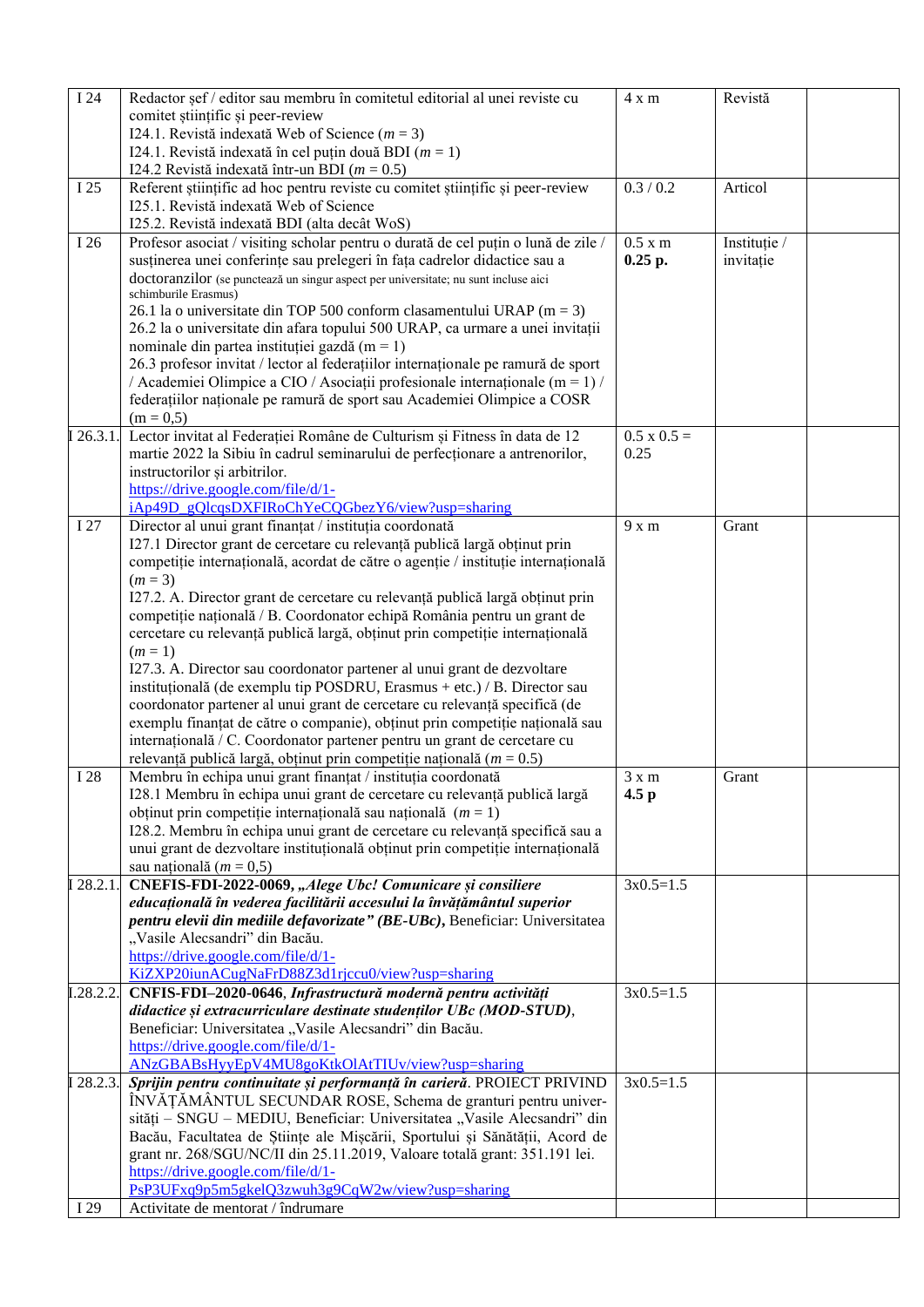| I 24 | Redactor șef / editor sau membru în comitetul editorial al unei reviste cu comitet științific și peer-review<br>I24.1. Revistă indexată Web of Science (*m* = 3)<br>I24.1. Revistă indexată în cel puțin două BDI (*m* = 1)<br>I24.2 Revistă indexată într-un BDI (*m* = 0.5) | 4 x m | Revistă | |
|---|---|---|---|---|
| I 25 | Referent științific ad hoc pentru reviste cu comitet științific și peer-review<br>I25.1. Revistă indexată Web of Science<br>I25.2. Revistă indexată BDI (alta decât WoS) | 0.3 / 0.2 | Articol | |
| I 26 | Profesor asociat / visiting scholar pentru o durată de cel puțin o lună de zile / susținerea unei conferințe sau prelegeri în fața cadrelor didactice sau a doctoranzilor (se punctează un singur aspect per universitate; nu sunt incluse aici schimburile Erasmus)<br>26.1 la o universitate din TOP 500 conform clasamentului URAP (m = 3)<br>26.2 la o universitate din afara topului 500 URAP, ca urmare a unei invitații nominale din partea instituției gazdă (m = 1)<br>26.3 profesor invitat / lector al federațiilor internaționale pe ramură de sport / Academiei Olimpice a CIO / Asociații profesionale internaționale (m = 1) / federațiilor naționale pe ramură de sport sau Academiei Olimpice a COSR (m = 0,5) | 0.5 x m<br>**0.25 p.** | Instituție / invitație | |
| I 26.3.1. | Lector invitat al Federației Române de Culturism și Fitness în data de 12 martie 2022 la Sibiu în cadrul seminarului de perfecționare a antrenorilor, instructorilor și arbitrilor.<br>https://drive.google.com/file/d/1-iAp49D_gQlcqsDXFIRoChYeCQGbezY6/view?usp=sharing | 0.5 x 0.5 = 0.25 | | |
| I 27 | Director al unui grant finanțat / instituția coordonată<br>I27.1 Director grant de cercetare cu relevanță publică largă obținut prin competiție internațională, acordat de către o agenție / instituție internațională (*m* = 3)<br>I27.2. A. Director grant de cercetare cu relevanță publică largă obținut prin competiție națională / B. Coordonator echipă România pentru un grant de cercetare cu relevanță publică largă, obținut prin competiție internațională (*m* = 1)<br>I27.3. A. Director sau coordonator partener al unui grant de dezvoltare instituțională (de exemplu tip POSDRU, Erasmus + etc.) / B. Director sau coordonator partener al unui grant de cercetare cu relevanță specifică (de exemplu finanțat de către o companie), obținut prin competiție națională sau internațională / C. Coordonator partener pentru un grant de cercetare cu relevanță publică largă, obținut prin competiție națională (*m* = 0.5) | 9 x m | Grant | |
| I 28 | Membru în echipa unui grant finanțat / instituția coordonată<br>I28.1 Membru în echipa unui grant de cercetare cu relevanță publică largă obținut prin competiție internațională sau națională (*m* = 1)<br>I28.2. Membru în echipa unui grant de cercetare cu relevanță specifică sau a unui grant de dezvoltare instituțională obținut prin competiție internațională sau națională (*m* = 0,5) | 3 x m<br>**4.5 p** | Grant | |
| I 28.2.1. | **CNEFIS-FDI-2022-0069, *„Alege Ubc! Comunicare și consiliere educațională în vederea facilitării accesului la învățământul superior pentru elevii din mediile defavorizate" (BE-UBc)*,** Beneficiar: Universitatea „Vasile Alecsandri" din Bacău.<br>https://drive.google.com/file/d/1-KiZXP20iunACugNaFrD88Z3d1rjccu0/view?usp=sharing | 3x0.5=1.5 | | |
| I.28.2.2. | **CNFIS-FDI–2020-0646**, ***Infrastructură modernă pentru activități didactice și extracurriculare destinate studenților UBc (MOD-STUD)***, Beneficiar: Universitatea „Vasile Alecsandri" din Bacău.<br>https://drive.google.com/file/d/1-ANzGBABsHyyEpV4MU8goKtkOlAtTIUv/view?usp=sharing | 3x0.5=1.5 | | |
| I 28.2.3. | ***Sprijin pentru continuitate și performanță în carieră***. PROIECT PRIVIND ÎNVĂȚĂMÂNTUL SECUNDAR ROSE, Schema de granturi pentru universități – SNGU – MEDIU, Beneficiar: Universitatea „Vasile Alecsandri" din Bacău, Facultatea de Științe ale Mișcării, Sportului și Sănătății, Acord de grant nr. 268/SGU/NC/II din 25.11.2019, Valoare totală grant: 351.191 lei.<br>https://drive.google.com/file/d/1-PsP3UFxq9p5m5gkelQ3zwuh3g9CqW2w/view?usp=sharing | 3x0.5=1.5 | | |
| I 29 | Activitate de mentorat / îndrumare | | | |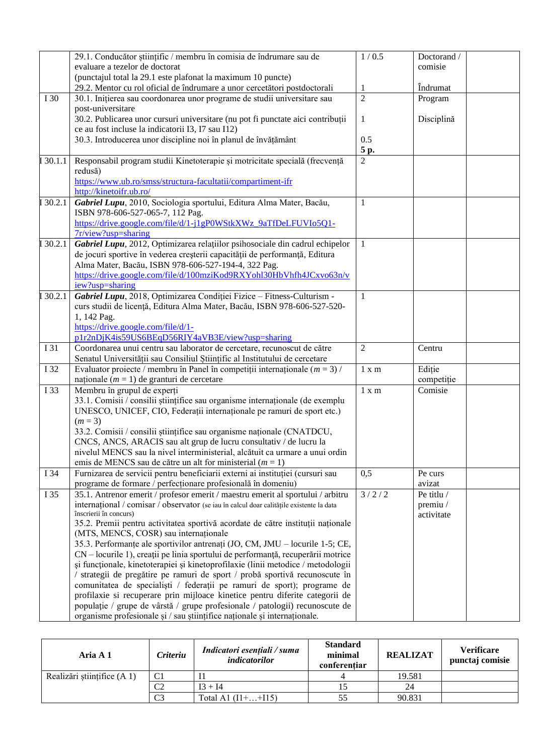| | | | | |
|---|---|---|---|---|
| | 29.1. Conducător științific / membru în comisia de îndrumare sau de evaluare a tezelor de doctorat<br>(punctajul total la 29.1 este plafonat la maximum 10 puncte)<br>29.2. Mentor cu rol oficial de îndrumare a unor cercetători postdoctorali | 1 / 0.5<br><br><br>1 | Doctorand / comisie<br><br>Îndrumat | |
| I 30 | 30.1. Inițierea sau coordonarea unor programe de studii universitare sau post-universitare<br>30.2. Publicarea unor cursuri universitare (nu pot fi punctate aici contribuții ce au fost incluse la indicatorii I3, I7 sau I12)<br>30.3. Introducerea unor discipline noi în planul de învățământ | 2<br><br>1<br><br>0.5<br>**5 p.** | Program<br><br>Disciplină | |
| I 30.1.1 | Responsabil program studii Kinetoterapie și motricitate specială (frecvență redusă)<br>https://www.ub.ro/smss/structura-facultatii/compartiment-ifr<br>http://kinetoifr.ub.ro/ | 2 | | |
| I 30.2.1 | ***Gabriel Lupu***, 2010, Sociologia sportului, Editura Alma Mater, Bacău, ISBN 978-606-527-065-7, 112 Pag.<br>https://drive.google.com/file/d/1-j1gP0WStkXWz_9aTfDeLFUVIo5Q1-7r/view?usp=sharing | 1 | | |
| I 30.2.1 | ***Gabriel Lupu***, 2012, Optimizarea relațiilor psihosociale din cadrul echipelor de jocuri sportive în vederea creșterii capacității de performanță, Editura Alma Mater, Bacău, ISBN 978-606-527-194-4, 322 Pag.<br>https://drive.google.com/file/d/100mziKod9RXYohl30HbVhfh4JCxvo63n/view?usp=sharing | 1 | | |
| I 30.2.1 | ***Gabriel Lupu***, 2018, Optimizarea Condiției Fizice – Fitness-Culturism - curs studii de licență, Editura Alma Mater, Bacău, ISBN 978-606-527-520-1, 142 Pag.<br>https://drive.google.com/file/d/1-p1r2nDjK4is59US6BEqD56RIY4aVB3E/view?usp=sharing | 1 | | |
| I 31 | Coordonarea unui centru sau laborator de cercetare, recunoscut de către Senatul Universității sau Consiliul Științific al Institutului de cercetare | 2 | Centru | |
| I 32 | Evaluator proiecte / membru în Panel în competiții internaționale (*m* = 3) / naționale (*m* = 1) de granturi de cercetare | 1 x m | Ediție competiție | |
| I 33 | Membru în grupul de experți<br>33.1. Comisii / consilii științifice sau organisme internaționale (de exemplu UNESCO, UNICEF, CIO, Federații internaționale pe ramuri de sport etc.) (*m* = 3)<br>33.2. Comisii / consilii științifice sau organisme naționale (CNATDCU, CNCS, ANCS, ARACIS sau alt grup de lucru consultativ / de lucru la nivelul MENCS sau la nivel interministerial, alcătuit ca urmare a unui ordin emis de MENCS sau de către un alt for ministerial (*m* = 1) | 1 x m | Comisie | |
| I 34 | Furnizarea de servicii pentru beneficiarii externi ai instituției (cursuri sau programe de formare / perfecționare profesională în domeniu) | 0,5 | Pe curs avizat | |
| I 35 | 35.1. Antrenor emerit / profesor emerit / maestru emerit al sportului / arbitru internațional / comisar / observator (se iau în calcul doar calitățile existente la data înscrierii în concurs)<br>35.2. Premii pentru activitatea sportivă acordate de către instituții naționale (MTS, MENCS, COSR) sau internaționale<br>35.3. Performanțe ale sportivilor antrenați (JO, CM, JMU – locurile 1-5; CE, CN – locurile 1), creații pe linia sportului de performanță, recuperării motrice și funcționale, kinetoterapiei și kinetoprofilaxie (linii metodice / metodologii / strategii de pregătire pe ramuri de sport / probă sportivă recunoscute în comunitatea de specialiști / federații pe ramuri de sport); programe de profilaxie si recuperare prin mijloace kinetice pentru diferite categorii de populație / grupe de vârstă / grupe profesionale / patologii) recunoscute de organisme profesionale și / sau științifice naționale și internaționale. | 3 / 2 / 2 | Pe titlu / premiu / activitate | |

| **Aria A 1** | ***Criteriu*** | ***Indicatori esențiali / suma indicatorilor*** | **Standard minimal conferențiar** | **REALIZAT** | **Verificare punctaj comisie** |
|---|---|---|---|---|---|
| Realizări științifice (A 1) | C1 | I1 | 4 | 19.581 | |
| | C2 | I3 + I4 | 15 | 24 | |
| | C3 | Total A1 (I1+…+I15) | 55 | 90.831 | |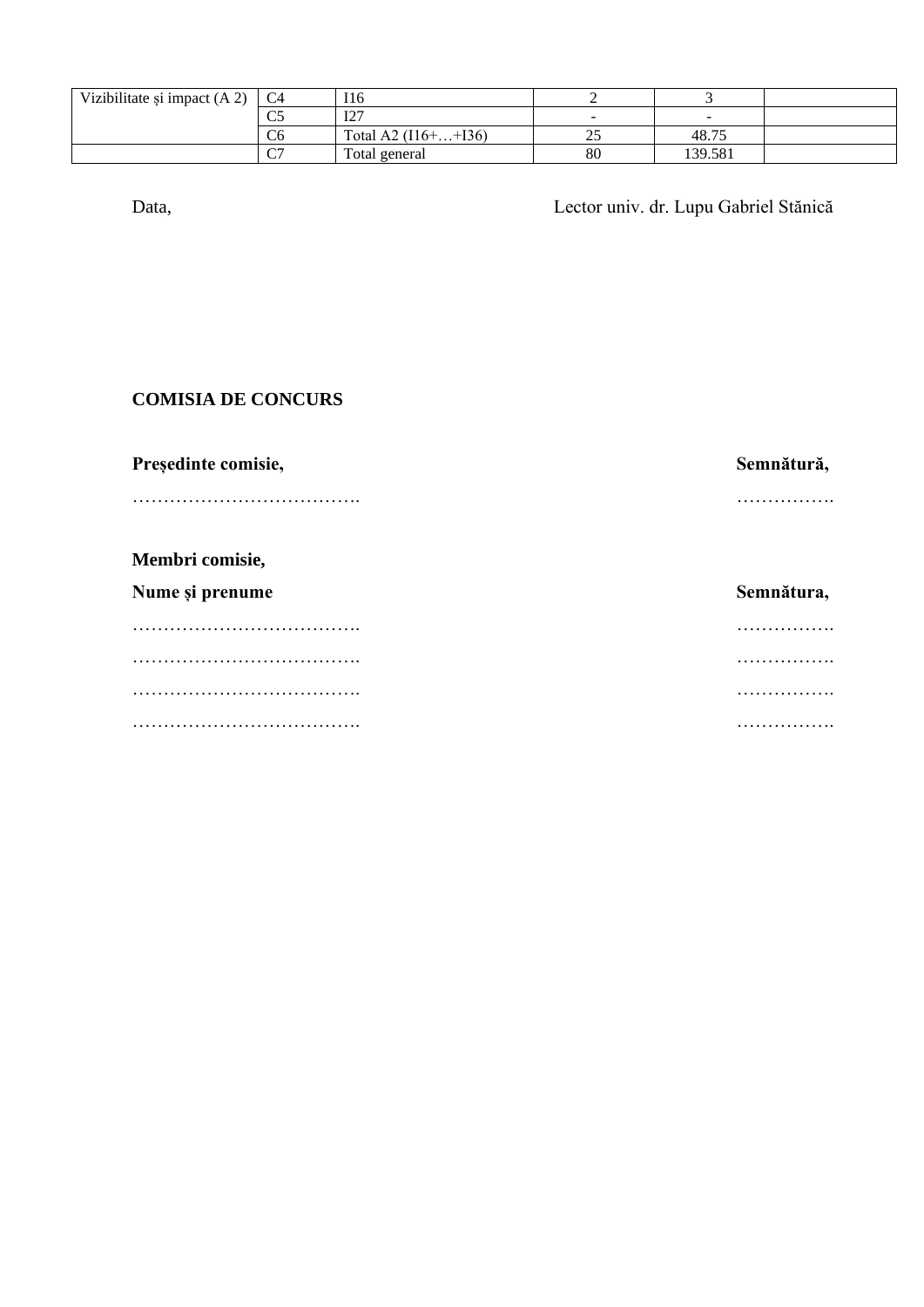| | | | | | |
|---|---|---|---|---|---|
| Vizibilitate și impact (A 2) | C4 | I16 | 2 | 3 | |
| | C5 | I27 | - | - | |
| | C6 | Total A2 (I16+…+I36) | 25 | 48.75 | |
| | C7 | Total general | 80 | 139.581 | |

Data,

Lector univ. dr. Lupu Gabriel Stănică

**COMISIA DE CONCURS**

**Președinte comisie,** **Semnătură,**

………………………………. …………….

**Membri comisie,**

**Nume și prenume** **Semnătura,**

………………………………. …………….

………………………………. …………….

………………………………. …………….

………………………………. …………….